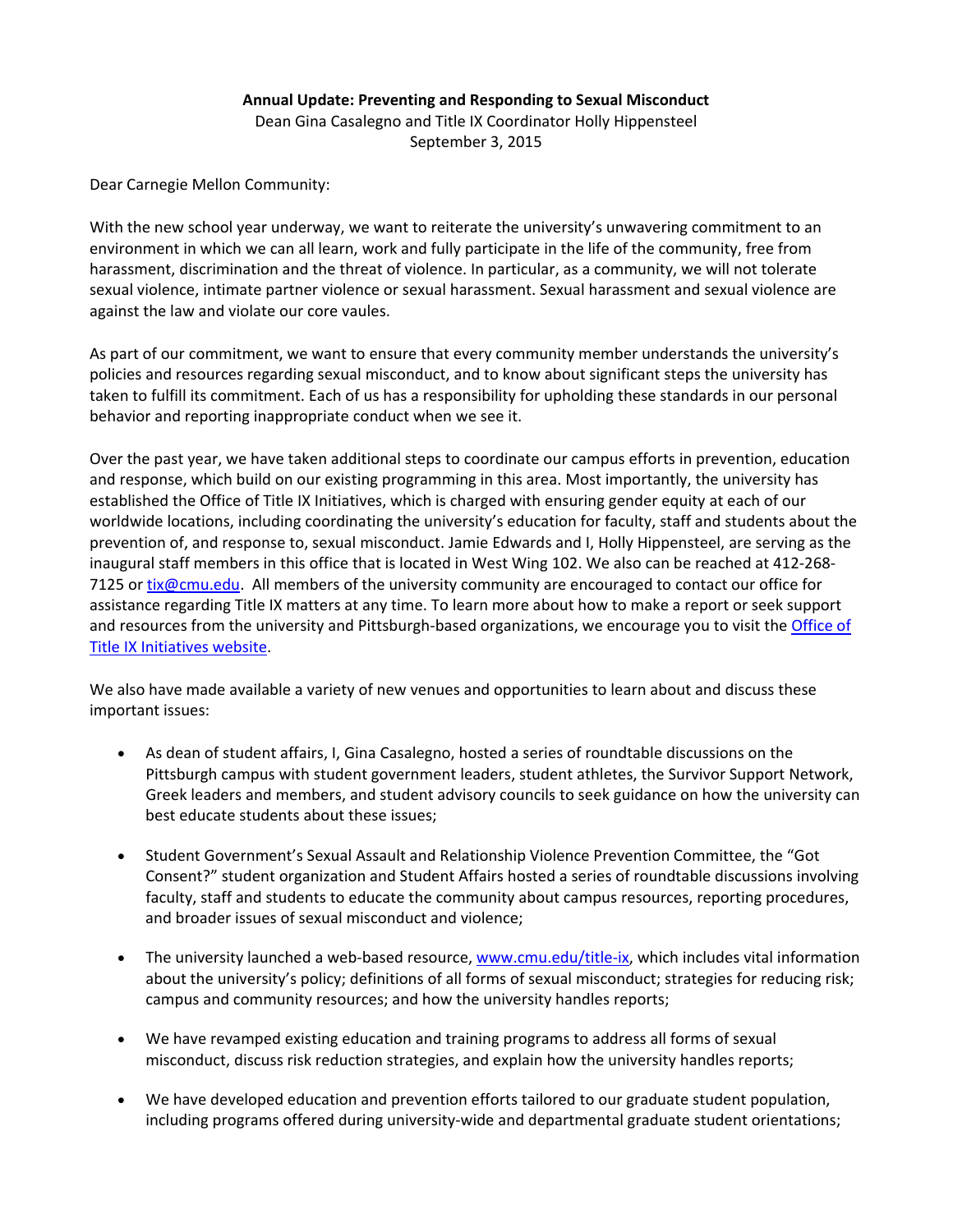**Annual Update: Preventing and Responding to Sexual Misconduct**

Dean Gina Casalegno and Title IX Coordinator Holly Hippensteel
September 3, 2015

Dear Carnegie Mellon Community:

With the new school year underway, we want to reiterate the university's unwavering commitment to an environment in which we can all learn, work and fully participate in the life of the community, free from harassment, discrimination and the threat of violence. In particular, as a community, we will not tolerate sexual violence, intimate partner violence or sexual harassment. Sexual harassment and sexual violence are against the law and violate our core vaules.

As part of our commitment, we want to ensure that every community member understands the university's policies and resources regarding sexual misconduct, and to know about significant steps the university has taken to fulfill its commitment. Each of us has a responsibility for upholding these standards in our personal behavior and reporting inappropriate conduct when we see it.

Over the past year, we have taken additional steps to coordinate our campus efforts in prevention, education and response, which build on our existing programming in this area. Most importantly, the university has established the Office of Title IX Initiatives, which is charged with ensuring gender equity at each of our worldwide locations, including coordinating the university's education for faculty, staff and students about the prevention of, and response to, sexual misconduct. Jamie Edwards and I, Holly Hippensteel, are serving as the inaugural staff members in this office that is located in West Wing 102. We also can be reached at 412-268-7125 or [tix@cmu.edu](mailto:tix@cmu.edu). All members of the university community are encouraged to contact our office for assistance regarding Title IX matters at any time. To learn more about how to make a report or seek support and resources from the university and Pittsburgh-based organizations, we encourage you to visit the Office of Title IX Initiatives website.

We also have made available a variety of new venues and opportunities to learn about and discuss these important issues:

- As dean of student affairs, I, Gina Casalegno, hosted a series of roundtable discussions on the Pittsburgh campus with student government leaders, student athletes, the Survivor Support Network, Greek leaders and members, and student advisory councils to seek guidance on how the university can best educate students about these issues;

- Student Government's Sexual Assault and Relationship Violence Prevention Committee, the "Got Consent?" student organization and Student Affairs hosted a series of roundtable discussions involving faculty, staff and students to educate the community about campus resources, reporting procedures, and broader issues of sexual misconduct and violence;

- The university launched a web-based resource, [www.cmu.edu/title-ix](http://www.cmu.edu/title-ix), which includes vital information about the university's policy; definitions of all forms of sexual misconduct; strategies for reducing risk; campus and community resources; and how the university handles reports;

- We have revamped existing education and training programs to address all forms of sexual misconduct, discuss risk reduction strategies, and explain how the university handles reports;

- We have developed education and prevention efforts tailored to our graduate student population, including programs offered during university-wide and departmental graduate student orientations;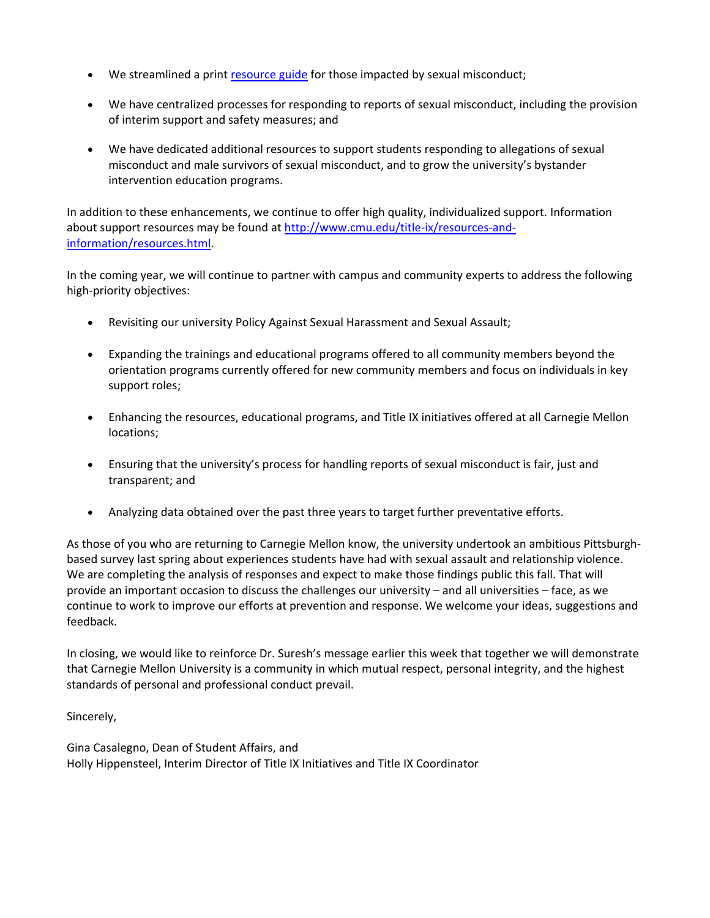- We streamlined a print [resource guide]() for those impacted by sexual misconduct;

- We have centralized processes for responding to reports of sexual misconduct, including the provision of interim support and safety measures; and

- We have dedicated additional resources to support students responding to allegations of sexual misconduct and male survivors of sexual misconduct, and to grow the university's bystander intervention education programs.

In addition to these enhancements, we continue to offer high quality, individualized support. Information about support resources may be found at [http://www.cmu.edu/title-ix/resources-and-information/resources.html](http://www.cmu.edu/title-ix/resources-and-information/resources.html).

In the coming year, we will continue to partner with campus and community experts to address the following high-priority objectives:

- Revisiting our university Policy Against Sexual Harassment and Sexual Assault;

- Expanding the trainings and educational programs offered to all community members beyond the orientation programs currently offered for new community members and focus on individuals in key support roles;

- Enhancing the resources, educational programs, and Title IX initiatives offered at all Carnegie Mellon locations;

- Ensuring that the university's process for handling reports of sexual misconduct is fair, just and transparent; and

- Analyzing data obtained over the past three years to target further preventative efforts.

As those of you who are returning to Carnegie Mellon know, the university undertook an ambitious Pittsburgh-based survey last spring about experiences students have had with sexual assault and relationship violence. We are completing the analysis of responses and expect to make those findings public this fall. That will provide an important occasion to discuss the challenges our university – and all universities – face, as we continue to work to improve our efforts at prevention and response. We welcome your ideas, suggestions and feedback.

In closing, we would like to reinforce Dr. Suresh's message earlier this week that together we will demonstrate that Carnegie Mellon University is a community in which mutual respect, personal integrity, and the highest standards of personal and professional conduct prevail.

Sincerely,

Gina Casalegno, Dean of Student Affairs, and
Holly Hippensteel, Interim Director of Title IX Initiatives and Title IX Coordinator